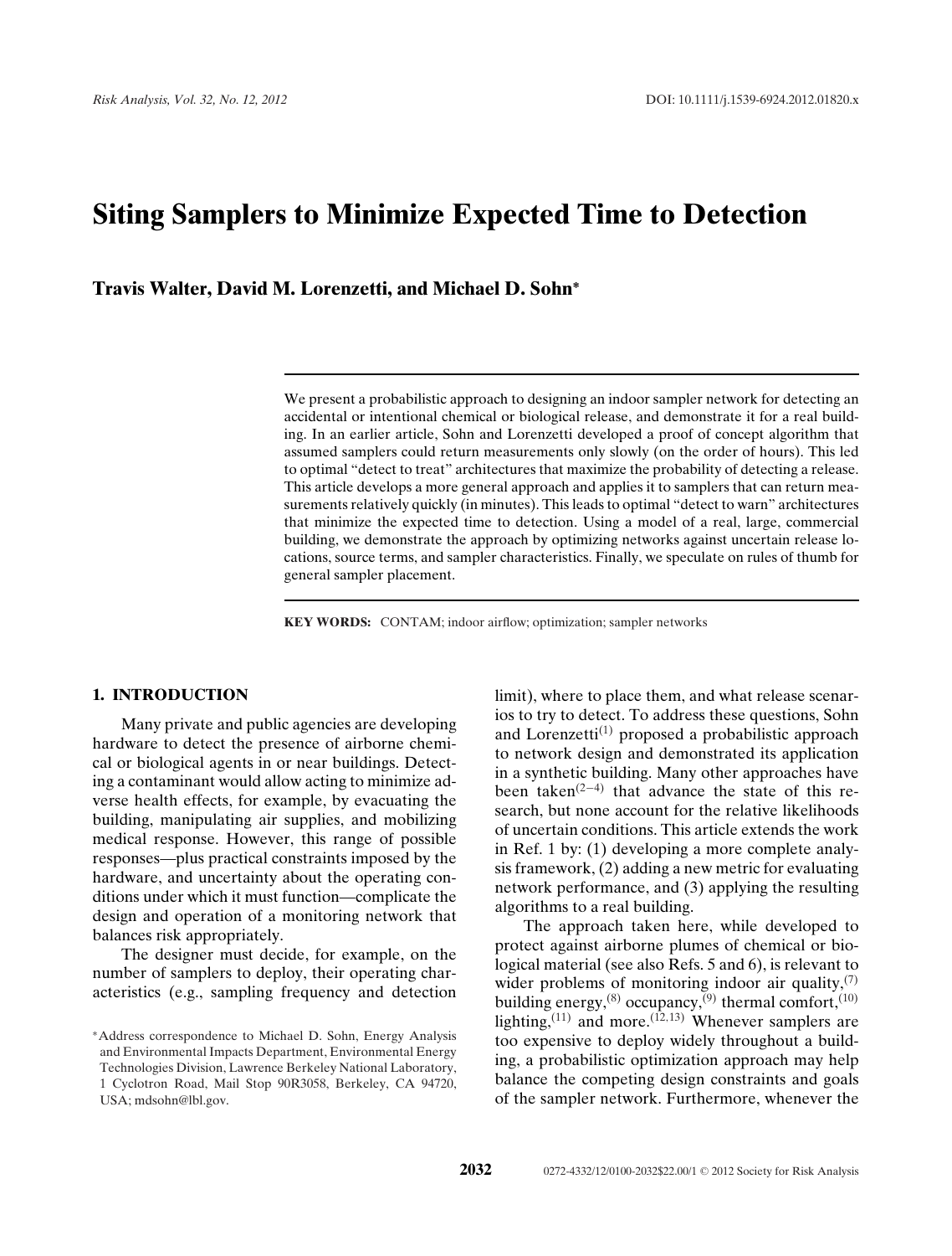# Siting Samplers to Minimize Expected Time to Detection

**Travis Walter, David M. Lorenzetti, and Michael D. Sohn***

We present a probabilistic approach to designing an indoor sampler network for detecting an accidental or intentional chemical or biological release, and demonstrate it for a real building. In an earlier article, Sohn and Lorenzetti developed a proof of concept algorithm that assumed samplers could return measurements only slowly (on the order of hours). This led to optimal "detect to treat" architectures that maximize the probability of detecting a release. This article develops a more general approach and applies it to samplers that can return measurements relatively quickly (in minutes). This leads to optimal "detect to warn" architectures that minimize the expected time to detection. Using a model of a real, large, commercial building, we demonstrate the approach by optimizing networks against uncertain release locations, source terms, and sampler characteristics. Finally, we speculate on rules of thumb for general sampler placement.

**KEY WORDS:** CONTAM; indoor airflow; optimization; sampler networks

## 1. INTRODUCTION

Many private and public agencies are developing hardware to detect the presence of airborne chemical or biological agents in or near buildings. Detecting a contaminant would allow acting to minimize adverse health effects, for example, by evacuating the building, manipulating air supplies, and mobilizing medical response. However, this range of possible responses—plus practical constraints imposed by the hardware, and uncertainty about the operating conditions under which it must function—complicate the design and operation of a monitoring network that balances risk appropriately.

The designer must decide, for example, on the number of samplers to deploy, their operating characteristics (e.g., sampling frequency and detection limit), where to place them, and what release scenarios to try to detect. To address these questions, Sohn and Lorenzetti[1] proposed a probabilistic approach to network design and demonstrated its application in a synthetic building. Many other approaches have been taken[2–4] that advance the state of this research, but none account for the relative likelihoods of uncertain conditions. This article extends the work in Ref. 1 by: (1) developing a more complete analysis framework, (2) adding a new metric for evaluating network performance, and (3) applying the resulting algorithms to a real building.

The approach taken here, while developed to protect against airborne plumes of chemical or biological material (see also Refs. 5 and 6), is relevant to wider problems of monitoring indoor air quality,[7] building energy,[8] occupancy,[9] thermal comfort,[10] lighting,[11] and more.[12,13] Whenever samplers are too expensive to deploy widely throughout a building, a probabilistic optimization approach may help balance the competing design constraints and goals of the sampler network. Furthermore, whenever the

*Address correspondence to Michael D. Sohn, Energy Analysis and Environmental Impacts Department, Environmental Energy Technologies Division, Lawrence Berkeley National Laboratory, 1 Cyclotron Road, Mail Stop 90R3058, Berkeley, CA 94720, USA; mdsohn@lbl.gov.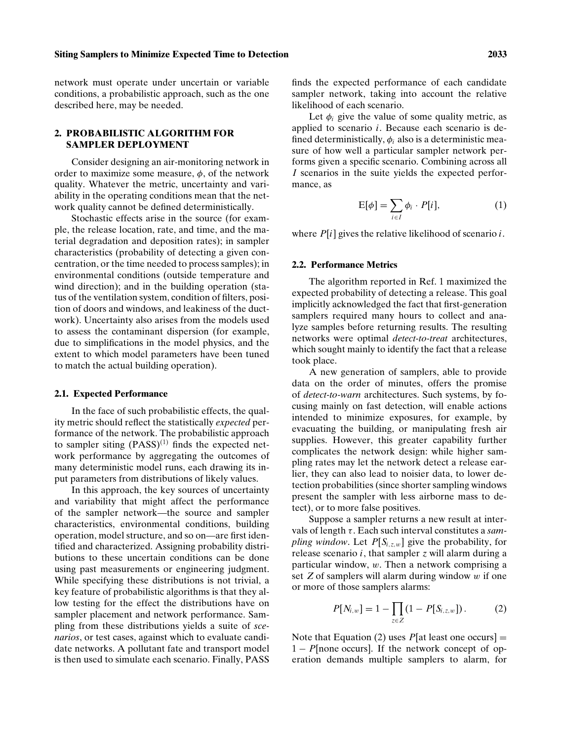network must operate under uncertain or variable conditions, a probabilistic approach, such as the one described here, may be needed.

## 2. PROBABILISTIC ALGORITHM FOR SAMPLER DEPLOYMENT

Consider designing an air-monitoring network in order to maximize some measure, $\phi$, of the network quality. Whatever the metric, uncertainty and variability in the operating conditions mean that the network quality cannot be defined deterministically.

Stochastic effects arise in the source (for example, the release location, rate, and time, and the material degradation and deposition rates); in sampler characteristics (probability of detecting a given concentration, or the time needed to process samples); in environmental conditions (outside temperature and wind direction); and in the building operation (status of the ventilation system, condition of filters, position of doors and windows, and leakiness of the ductwork). Uncertainty also arises from the models used to assess the contaminant dispersion (for example, due to simplifications in the model physics, and the extent to which model parameters have been tuned to match the actual building operation).

### 2.1. Expected Performance

In the face of such probabilistic effects, the quality metric should reflect the statistically *expected* performance of the network. The probabilistic approach to sampler siting (PASS)[1] finds the expected network performance by aggregating the outcomes of many deterministic model runs, each drawing its input parameters from distributions of likely values.

In this approach, the key sources of uncertainty and variability that might affect the performance of the sampler network—the source and sampler characteristics, environmental conditions, building operation, model structure, and so on—are first identified and characterized. Assigning probability distributions to these uncertain conditions can be done using past measurements or engineering judgment. While specifying these distributions is not trivial, a key feature of probabilistic algorithms is that they allow testing for the effect the distributions have on sampler placement and network performance. Sampling from these distributions yields a suite of *scenarios*, or test cases, against which to evaluate candidate networks. A pollutant fate and transport model is then used to simulate each scenario. Finally, PASS finds the expected performance of each candidate sampler network, taking into account the relative likelihood of each scenario.

Let $\phi_i$ give the value of some quality metric, as applied to scenario $i$. Because each scenario is defined deterministically, $\phi_i$ also is a deterministic measure of how well a particular sampler network performs given a specific scenario. Combining across all $I$ scenarios in the suite yields the expected performance, as

$$\mathrm{E}[\phi] = \sum_{i \in I} \phi_i \cdot P[i], \tag{1}$$

where $P[i]$ gives the relative likelihood of scenario $i$.

### 2.2. Performance Metrics

The algorithm reported in Ref. 1 maximized the expected probability of detecting a release. This goal implicitly acknowledged the fact that first-generation samplers required many hours to collect and analyze samples before returning results. The resulting networks were optimal *detect-to-treat* architectures, which sought mainly to identify the fact that a release took place.

A new generation of samplers, able to provide data on the order of minutes, offers the promise of *detect-to-warn* architectures. Such systems, by focusing mainly on fast detection, will enable actions intended to minimize exposures, for example, by evacuating the building, or manipulating fresh air supplies. However, this greater capability further complicates the network design: while higher sampling rates may let the network detect a release earlier, they can also lead to noisier data, to lower detection probabilities (since shorter sampling windows present the sampler with less airborne mass to detect), or to more false positives.

Suppose a sampler returns a new result at intervals of length $\tau$. Each such interval constitutes a *sampling window*. Let $P[S_{i,z,w}]$ give the probability, for release scenario $i$, that sampler $z$ will alarm during a particular window, $w$. Then a network comprising a set $Z$ of samplers will alarm during window $w$ if one or more of those samplers alarms:

$$P[N_{i,w}] = 1 - \prod_{z \in Z} (1 - P[S_{i,z,w}]) \,. \tag{2}$$

Note that Equation (2) uses $P$[at least one occurs] $=$ $1 - P$[none occurs]. If the network concept of operation demands multiple samplers to alarm, for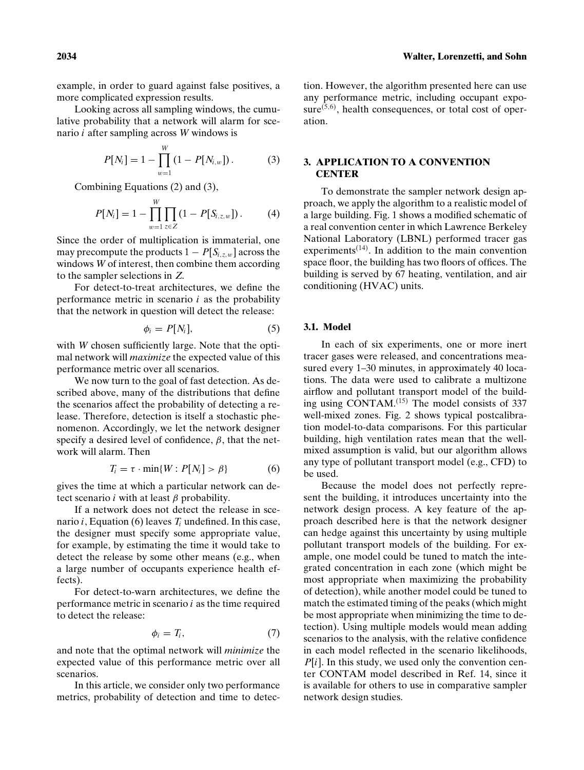example, in order to guard against false positives, a more complicated expression results.

Looking across all sampling windows, the cumulative probability that a network will alarm for scenario $i$ after sampling across $W$ windows is

$$P[N_i] = 1 - \prod_{w=1}^{W} (1 - P[N_{i,w}]). \tag{3}$$

Combining Equations (2) and (3),

$$P[N_i] = 1 - \prod_{w=1}^{W} \prod_{z \in Z} (1 - P[S_{i,z,w}]). \tag{4}$$

Since the order of multiplication is immaterial, one may precompute the products $1 - P[S_{i,z,w}]$ across the windows $W$ of interest, then combine them according to the sampler selections in $Z$.

For detect-to-treat architectures, we define the performance metric in scenario $i$ as the probability that the network in question will detect the release:

$$\phi_i = P[N_i], \tag{5}$$

with $W$ chosen sufficiently large. Note that the optimal network will *maximize* the expected value of this performance metric over all scenarios.

We now turn to the goal of fast detection. As described above, many of the distributions that define the scenarios affect the probability of detecting a release. Therefore, detection is itself a stochastic phenomenon. Accordingly, we let the network designer specify a desired level of confidence, $\beta$, that the network will alarm. Then

$$T_i = \tau \cdot \min\{W : P[N_i] > \beta\} \tag{6}$$

gives the time at which a particular network can detect scenario $i$ with at least $\beta$ probability.

If a network does not detect the release in scenario $i$, Equation (6) leaves $T_i$ undefined. In this case, the designer must specify some appropriate value, for example, by estimating the time it would take to detect the release by some other means (e.g., when a large number of occupants experience health effects).

For detect-to-warn architectures, we define the performance metric in scenario $i$ as the time required to detect the release:

$$\phi_i = T_i, \tag{7}$$

and note that the optimal network will *minimize* the expected value of this performance metric over all scenarios.

In this article, we consider only two performance metrics, probability of detection and time to detection. However, the algorithm presented here can use any performance metric, including occupant exposure[5,6], health consequences, or total cost of operation.

## 3. APPLICATION TO A CONVENTION CENTER

To demonstrate the sampler network design approach, we apply the algorithm to a realistic model of a large building. Fig. 1 shows a modified schematic of a real convention center in which Lawrence Berkeley National Laboratory (LBNL) performed tracer gas experiments[14]. In addition to the main convention space floor, the building has two floors of offices. The building is served by 67 heating, ventilation, and air conditioning (HVAC) units.

### 3.1. Model

In each of six experiments, one or more inert tracer gases were released, and concentrations measured every 1–30 minutes, in approximately 40 locations. The data were used to calibrate a multizone airflow and pollutant transport model of the building using CONTAM.[15] The model consists of 337 well-mixed zones. Fig. 2 shows typical postcalibration model-to-data comparisons. For this particular building, high ventilation rates mean that the well-mixed assumption is valid, but our algorithm allows any type of pollutant transport model (e.g., CFD) to be used.

Because the model does not perfectly represent the building, it introduces uncertainty into the network design process. A key feature of the approach described here is that the network designer can hedge against this uncertainty by using multiple pollutant transport models of the building. For example, one model could be tuned to match the integrated concentration in each zone (which might be most appropriate when maximizing the probability of detection), while another model could be tuned to match the estimated timing of the peaks (which might be most appropriate when minimizing the time to detection). Using multiple models would mean adding scenarios to the analysis, with the relative confidence in each model reflected in the scenario likelihoods, $P[i]$. In this study, we used only the convention center CONTAM model described in Ref. 14, since it is available for others to use in comparative sampler network design studies.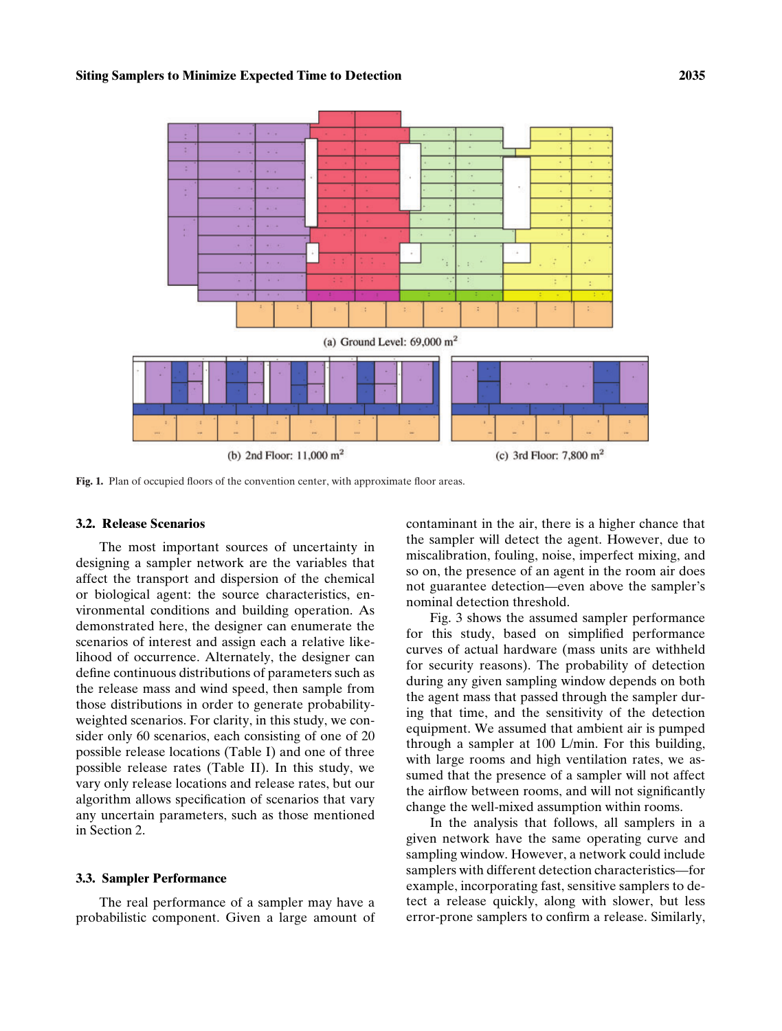(a) Ground Level: 69,000 $m^2$

(b) 2nd Floor: 11,000 $m^2$

(c) 3rd Floor: 7,800 $m^2$

**Fig. 1.** Plan of occupied floors of the convention center, with approximate floor areas.

### 3.2. Release Scenarios

The most important sources of uncertainty in designing a sampler network are the variables that affect the transport and dispersion of the chemical or biological agent: the source characteristics, environmental conditions and building operation. As demonstrated here, the designer can enumerate the scenarios of interest and assign each a relative likelihood of occurrence. Alternately, the designer can define continuous distributions of parameters such as the release mass and wind speed, then sample from those distributions in order to generate probability-weighted scenarios. For clarity, in this study, we consider only 60 scenarios, each consisting of one of 20 possible release locations (Table I) and one of three possible release rates (Table II). In this study, we vary only release locations and release rates, but our algorithm allows specification of scenarios that vary any uncertain parameters, such as those mentioned in Section 2.

### 3.3. Sampler Performance

The real performance of a sampler may have a probabilistic component. Given a large amount of contaminant in the air, there is a higher chance that the sampler will detect the agent. However, due to miscalibration, fouling, noise, imperfect mixing, and so on, the presence of an agent in the room air does not guarantee detection—even above the sampler's nominal detection threshold.

Fig. 3 shows the assumed sampler performance for this study, based on simplified performance curves of actual hardware (mass units are withheld for security reasons). The probability of detection during any given sampling window depends on both the agent mass that passed through the sampler during that time, and the sensitivity of the detection equipment. We assumed that ambient air is pumped through a sampler at 100 L/min. For this building, with large rooms and high ventilation rates, we assumed that the presence of a sampler will not affect the airflow between rooms, and will not significantly change the well-mixed assumption within rooms.

In the analysis that follows, all samplers in a given network have the same operating curve and sampling window. However, a network could include samplers with different detection characteristics—for example, incorporating fast, sensitive samplers to detect a release quickly, along with slower, but less error-prone samplers to confirm a release. Similarly,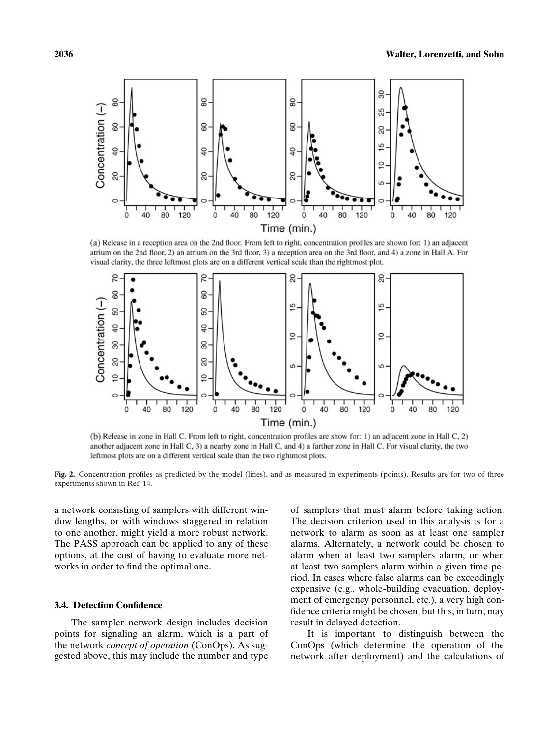(a) Release in a reception area on the 2nd floor. From left to right, concentration profiles are shown for: 1) an adjacent atrium on the 2nd floor, 2) an atrium on the 3rd floor, 3) a reception area on the 3rd floor, and 4) a zone in Hall A. For visual clarity, the three leftmost plots are on a different vertical scale than the rightmost plot.

(b) Release in zone in Hall C. From left to right, concentration profiles are show for: 1) an adjacent zone in Hall C, 2) another adjacent zone in Hall C, 3) a nearby zone in Hall C, and 4) a farther zone in Hall C. For visual clarity, the two leftmost plots are on a different vertical scale than the two rightmost plots.

**Fig. 2.** Concentration profiles as predicted by the model (lines), and as measured in experiments (points). Results are for two of three experiments shown in Ref. 14.

a network consisting of samplers with different window lengths, or with windows staggered in relation to one another, might yield a more robust network. The PASS approach can be applied to any of these options, at the cost of having to evaluate more networks in order to find the optimal one.

### 3.4. Detection Confidence

The sampler network design includes decision points for signaling an alarm, which is a part of the network *concept of operation* (ConOps). As suggested above, this may include the number and type of samplers that must alarm before taking action. The decision criterion used in this analysis is for a network to alarm as soon as at least one sampler alarms. Alternately, a network could be chosen to alarm when at least two samplers alarm, or when at least two samplers alarm within a given time period. In cases where false alarms can be exceedingly expensive (e.g., whole-building evacuation, deployment of emergency personnel, etc.), a very high confidence criteria might be chosen, but this, in turn, may result in delayed detection.

It is important to distinguish between the ConOps (which determine the operation of the network after deployment) and the calculations of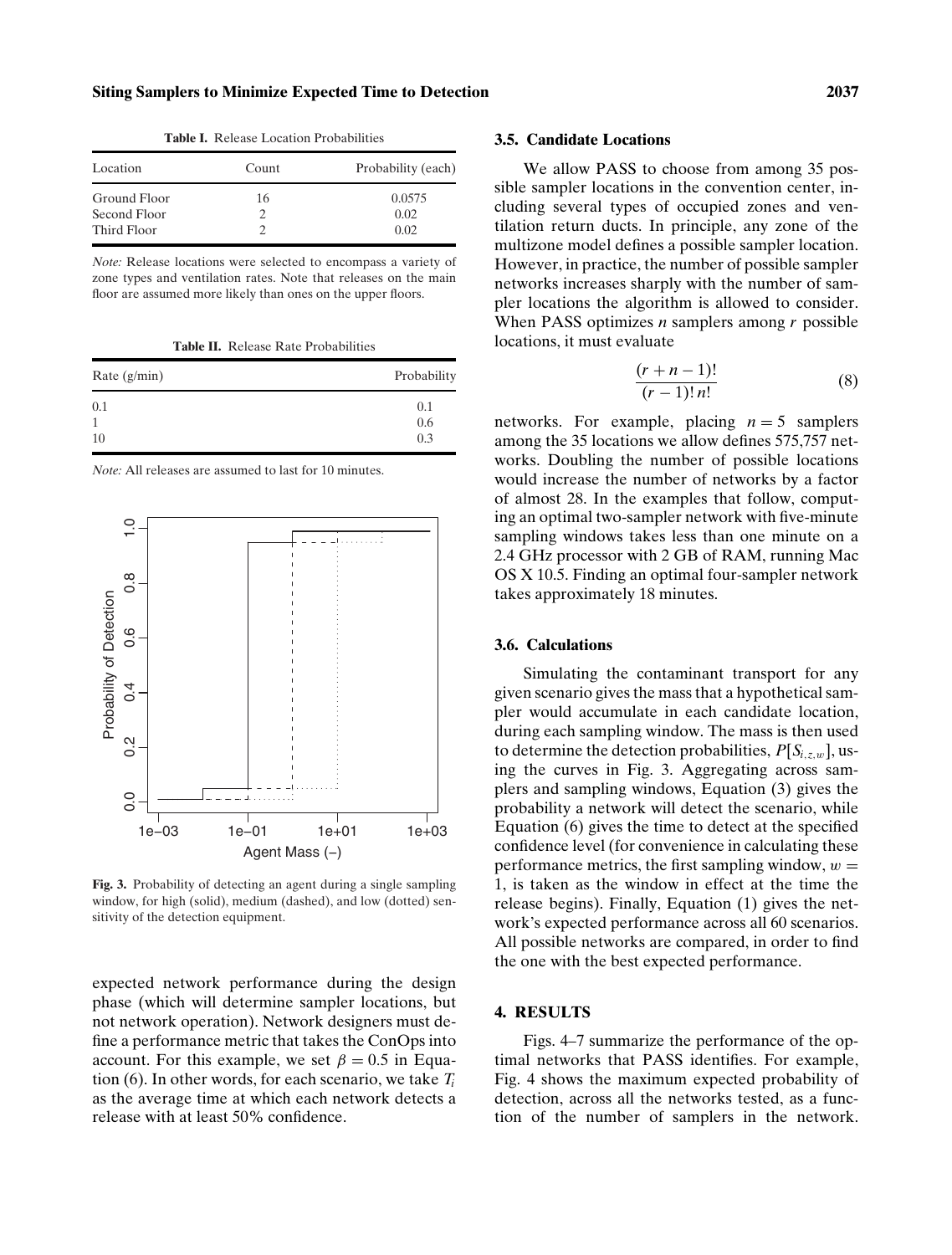**Table I.** Release Location Probabilities

| Location | Count | Probability (each) |
|---|---|---|
| Ground Floor | 16 | 0.0575 |
| Second Floor | 2 | 0.02 |
| Third Floor | 2 | 0.02 |

*Note:* Release locations were selected to encompass a variety of zone types and ventilation rates. Note that releases on the main floor are assumed more likely than ones on the upper floors.

**Table II.** Release Rate Probabilities

| Rate (g/min) | Probability |
|---|---|
| 0.1 | 0.1 |
| 1 | 0.6 |
| 10 | 0.3 |

*Note:* All releases are assumed to last for 10 minutes.

**Fig. 3.** Probability of detecting an agent during a single sampling window, for high (solid), medium (dashed), and low (dotted) sensitivity of the detection equipment.

expected network performance during the design phase (which will determine sampler locations, but not network operation). Network designers must define a performance metric that takes the ConOps into account. For this example, we set $\beta = 0.5$ in Equation (6). In other words, for each scenario, we take $T_i$ as the average time at which each network detects a release with at least 50% confidence.

### 3.5. Candidate Locations

We allow PASS to choose from among 35 possible sampler locations in the convention center, including several types of occupied zones and ventilation return ducts. In principle, any zone of the multizone model defines a possible sampler location. However, in practice, the number of possible sampler networks increases sharply with the number of sampler locations the algorithm is allowed to consider. When PASS optimizes $n$ samplers among $r$ possible locations, it must evaluate

$$\frac{(r + n - 1)!}{(r - 1)!\, n!} \tag{8}$$

networks. For example, placing $n = 5$ samplers among the 35 locations we allow defines 575,757 networks. Doubling the number of possible locations would increase the number of networks by a factor of almost 28. In the examples that follow, computing an optimal two-sampler network with five-minute sampling windows takes less than one minute on a 2.4 GHz processor with 2 GB of RAM, running Mac OS X 10.5. Finding an optimal four-sampler network takes approximately 18 minutes.

### 3.6. Calculations

Simulating the contaminant transport for any given scenario gives the mass that a hypothetical sampler would accumulate in each candidate location, during each sampling window. The mass is then used to determine the detection probabilities, $P[S_{i,z,w}]$, using the curves in Fig. 3. Aggregating across samplers and sampling windows, Equation (3) gives the probability a network will detect the scenario, while Equation (6) gives the time to detect at the specified confidence level (for convenience in calculating these performance metrics, the first sampling window, $w = 1$, is taken as the window in effect at the time the release begins). Finally, Equation (1) gives the network's expected performance across all 60 scenarios. All possible networks are compared, in order to find the one with the best expected performance.

## 4. RESULTS

Figs. 4–7 summarize the performance of the optimal networks that PASS identifies. For example, Fig. 4 shows the maximum expected probability of detection, across all the networks tested, as a function of the number of samplers in the network.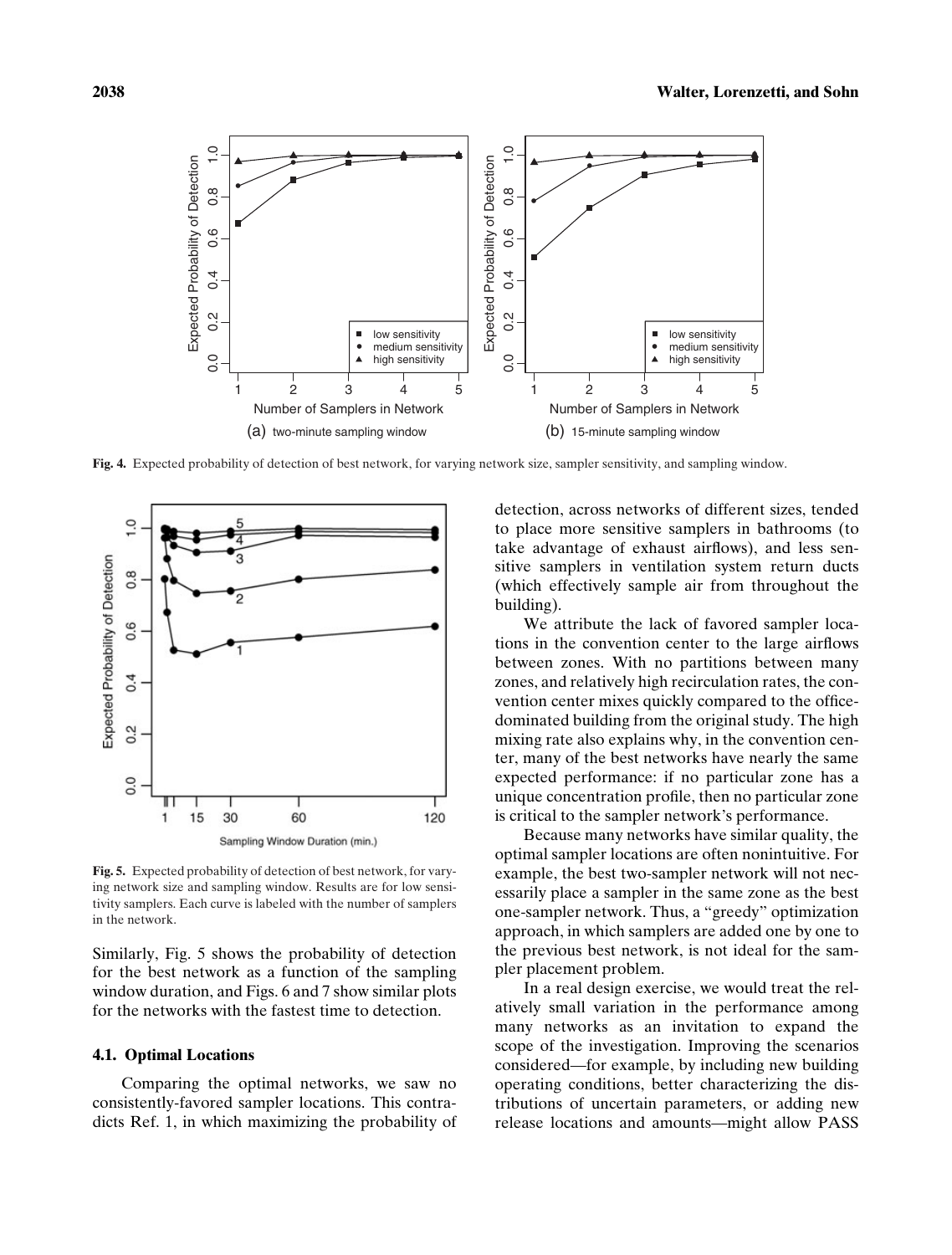Fig. 4. Expected probability of detection of best network, for varying network size, sampler sensitivity, and sampling window.

Fig. 5. Expected probability of detection of best network, for varying network size and sampling window. Results are for low sensitivity samplers. Each curve is labeled with the number of samplers in the network.

Similarly, Fig. 5 shows the probability of detection for the best network as a function of the sampling window duration, and Figs. 6 and 7 show similar plots for the networks with the fastest time to detection.

### 4.1. Optimal Locations

Comparing the optimal networks, we saw no consistently-favored sampler locations. This contradicts Ref. 1, in which maximizing the probability of detection, across networks of different sizes, tended to place more sensitive samplers in bathrooms (to take advantage of exhaust airflows), and less sensitive samplers in ventilation system return ducts (which effectively sample air from throughout the building).

We attribute the lack of favored sampler locations in the convention center to the large airflows between zones. With no partitions between many zones, and relatively high recirculation rates, the convention center mixes quickly compared to the office-dominated building from the original study. The high mixing rate also explains why, in the convention center, many of the best networks have nearly the same expected performance: if no particular zone has a unique concentration profile, then no particular zone is critical to the sampler network's performance.

Because many networks have similar quality, the optimal sampler locations are often nonintuitive. For example, the best two-sampler network will not necessarily place a sampler in the same zone as the best one-sampler network. Thus, a "greedy" optimization approach, in which samplers are added one by one to the previous best network, is not ideal for the sampler placement problem.

In a real design exercise, we would treat the relatively small variation in the performance among many networks as an invitation to expand the scope of the investigation. Improving the scenarios considered—for example, by including new building operating conditions, better characterizing the distributions of uncertain parameters, or adding new release locations and amounts—might allow PASS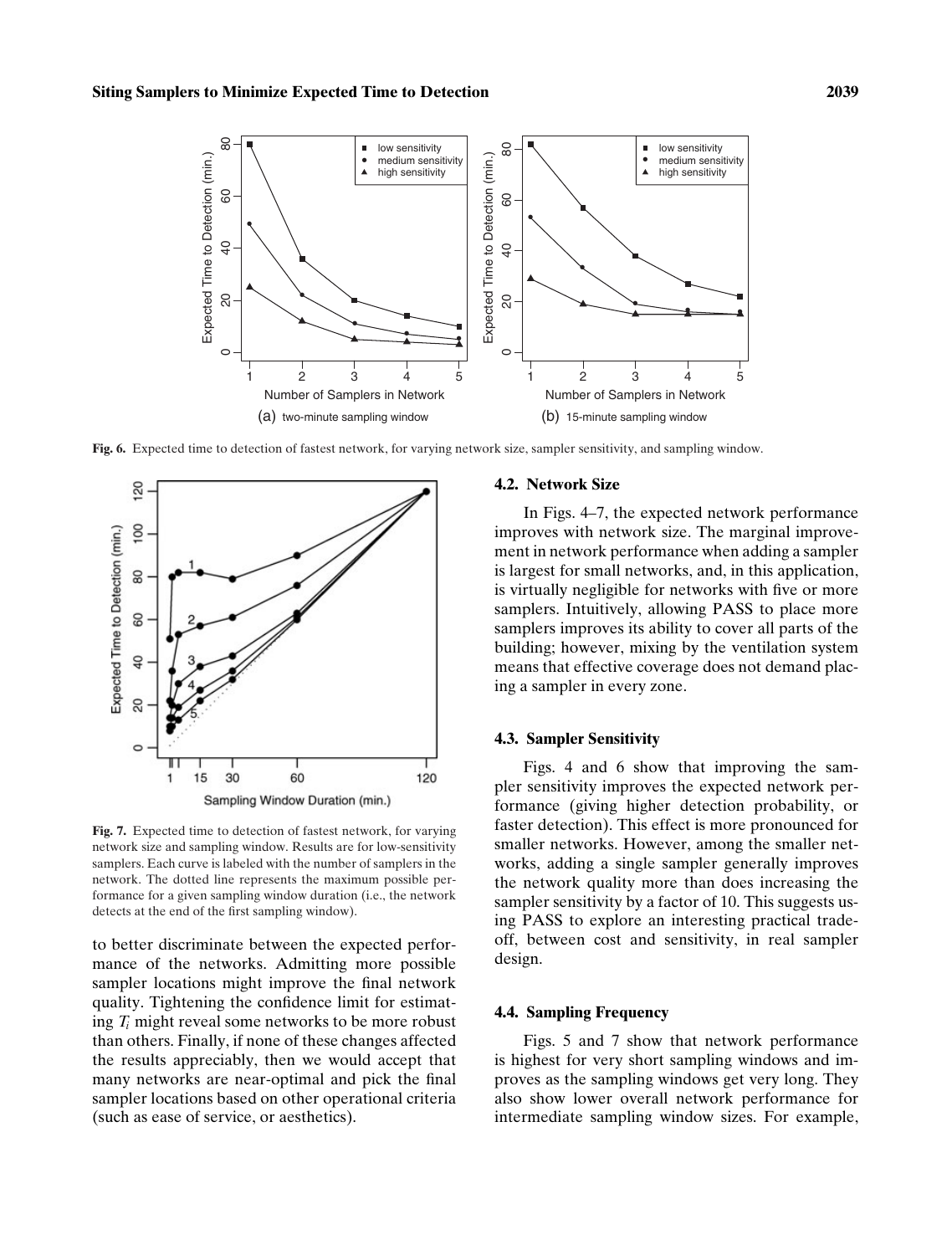Fig. 6. Expected time to detection of fastest network, for varying network size, sampler sensitivity, and sampling window.

Fig. 7. Expected time to detection of fastest network, for varying network size and sampling window. Results are for low-sensitivity samplers. Each curve is labeled with the number of samplers in the network. The dotted line represents the maximum possible performance for a given sampling window duration (i.e., the network detects at the end of the first sampling window).

to better discriminate between the expected performance of the networks. Admitting more possible sampler locations might improve the final network quality. Tightening the confidence limit for estimating $T_i$ might reveal some networks to be more robust than others. Finally, if none of these changes affected the results appreciably, then we would accept that many networks are near-optimal and pick the final sampler locations based on other operational criteria (such as ease of service, or aesthetics).

### 4.2. Network Size

In Figs. 4–7, the expected network performance improves with network size. The marginal improvement in network performance when adding a sampler is largest for small networks, and, in this application, is virtually negligible for networks with five or more samplers. Intuitively, allowing PASS to place more samplers improves its ability to cover all parts of the building; however, mixing by the ventilation system means that effective coverage does not demand placing a sampler in every zone.

### 4.3. Sampler Sensitivity

Figs. 4 and 6 show that improving the sampler sensitivity improves the expected network performance (giving higher detection probability, or faster detection). This effect is more pronounced for smaller networks. However, among the smaller networks, adding a single sampler generally improves the network quality more than does increasing the sampler sensitivity by a factor of 10. This suggests using PASS to explore an interesting practical tradeoff, between cost and sensitivity, in real sampler design.

### 4.4. Sampling Frequency

Figs. 5 and 7 show that network performance is highest for very short sampling windows and improves as the sampling windows get very long. They also show lower overall network performance for intermediate sampling window sizes. For example,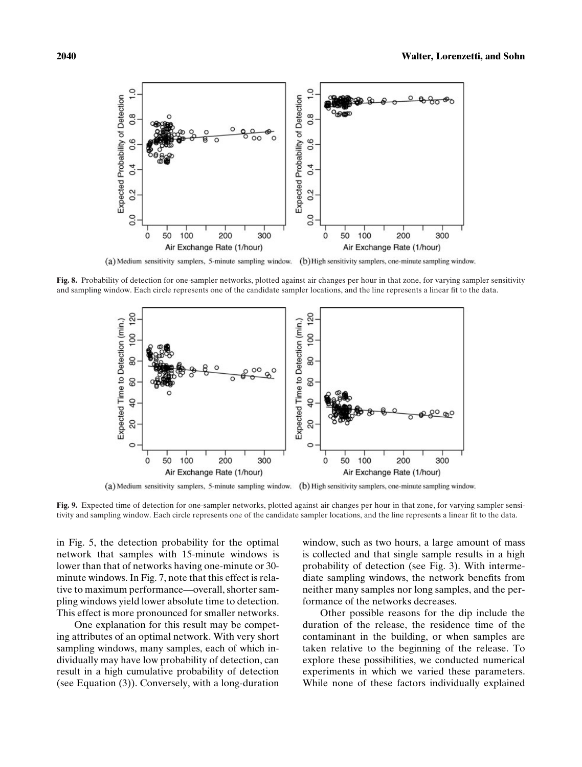(a) Medium sensitivity samplers, 5-minute sampling window. (b) High sensitivity samplers, one-minute sampling window.

**Fig. 8.** Probability of detection for one-sampler networks, plotted against air changes per hour in that zone, for varying sampler sensitivity and sampling window. Each circle represents one of the candidate sampler locations, and the line represents a linear fit to the data.

(a) Medium sensitivity samplers, 5-minute sampling window. (b) High sensitivity samplers, one-minute sampling window.

**Fig. 9.** Expected time of detection for one-sampler networks, plotted against air changes per hour in that zone, for varying sampler sensitivity and sampling window. Each circle represents one of the candidate sampler locations, and the line represents a linear fit to the data.

in Fig. 5, the detection probability for the optimal network that samples with 15-minute windows is lower than that of networks having one-minute or 30-minute windows. In Fig. 7, note that this effect is relative to maximum performance—overall, shorter sampling windows yield lower absolute time to detection. This effect is more pronounced for smaller networks.

One explanation for this result may be competing attributes of an optimal network. With very short sampling windows, many samples, each of which individually may have low probability of detection, can result in a high cumulative probability of detection (see Equation (3)). Conversely, with a long-duration window, such as two hours, a large amount of mass is collected and that single sample results in a high probability of detection (see Fig. 3). With intermediate sampling windows, the network benefits from neither many samples nor long samples, and the performance of the networks decreases.

Other possible reasons for the dip include the duration of the release, the residence time of the contaminant in the building, or when samples are taken relative to the beginning of the release. To explore these possibilities, we conducted numerical experiments in which we varied these parameters. While none of these factors individually explained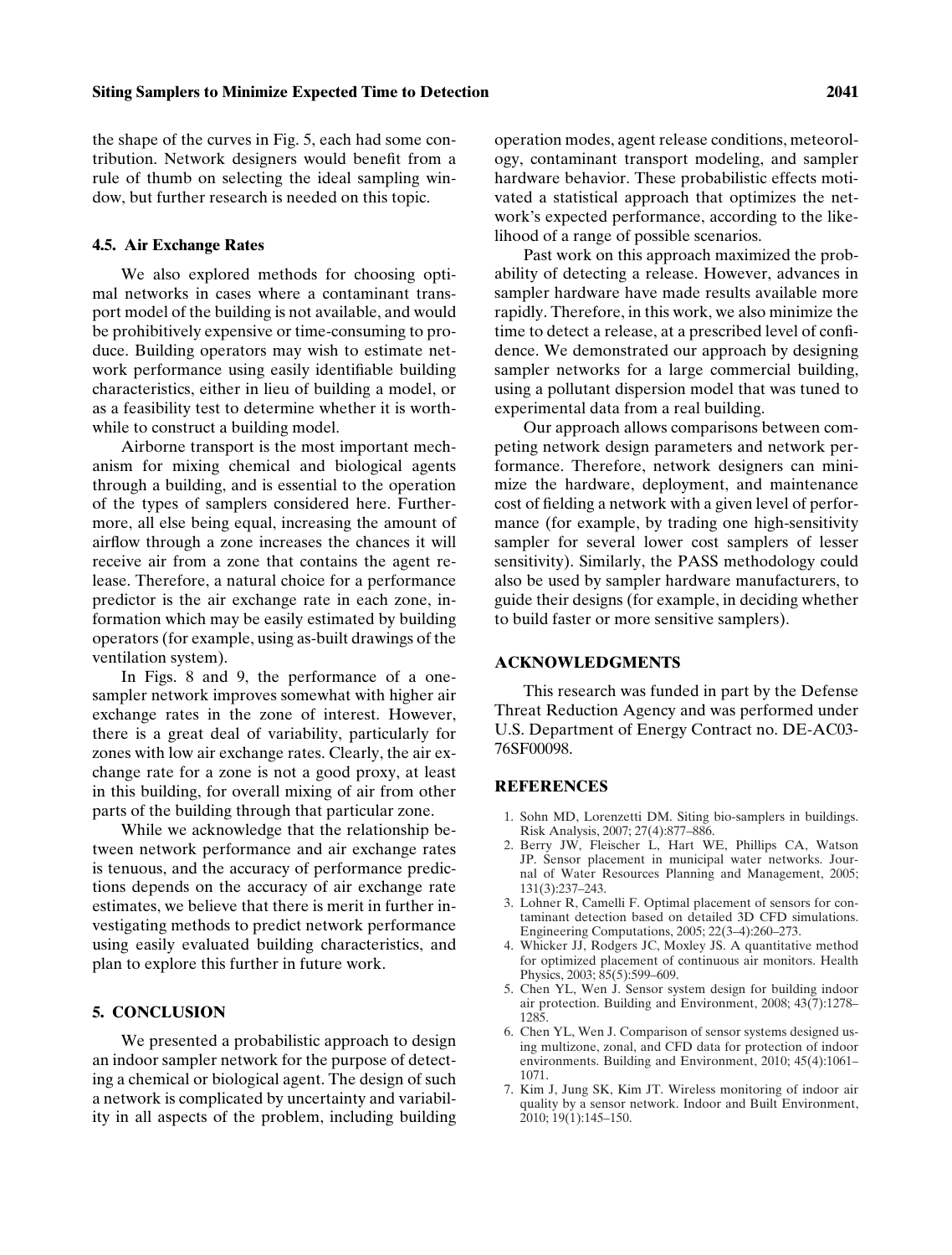the shape of the curves in Fig. 5, each had some contribution. Network designers would benefit from a rule of thumb on selecting the ideal sampling window, but further research is needed on this topic.

### 4.5. Air Exchange Rates

We also explored methods for choosing optimal networks in cases where a contaminant transport model of the building is not available, and would be prohibitively expensive or time-consuming to produce. Building operators may wish to estimate network performance using easily identifiable building characteristics, either in lieu of building a model, or as a feasibility test to determine whether it is worthwhile to construct a building model.

Airborne transport is the most important mechanism for mixing chemical and biological agents through a building, and is essential to the operation of the types of samplers considered here. Furthermore, all else being equal, increasing the amount of airflow through a zone increases the chances it will receive air from a zone that contains the agent release. Therefore, a natural choice for a performance predictor is the air exchange rate in each zone, information which may be easily estimated by building operators (for example, using as-built drawings of the ventilation system).

In Figs. 8 and 9, the performance of a one-sampler network improves somewhat with higher air exchange rates in the zone of interest. However, there is a great deal of variability, particularly for zones with low air exchange rates. Clearly, the air exchange rate for a zone is not a good proxy, at least in this building, for overall mixing of air from other parts of the building through that particular zone.

While we acknowledge that the relationship between network performance and air exchange rates is tenuous, and the accuracy of performance predictions depends on the accuracy of air exchange rate estimates, we believe that there is merit in further investigating methods to predict network performance using easily evaluated building characteristics, and plan to explore this further in future work.

## 5. CONCLUSION

We presented a probabilistic approach to design an indoor sampler network for the purpose of detecting a chemical or biological agent. The design of such a network is complicated by uncertainty and variability in all aspects of the problem, including building operation modes, agent release conditions, meteorology, contaminant transport modeling, and sampler hardware behavior. These probabilistic effects motivated a statistical approach that optimizes the network's expected performance, according to the likelihood of a range of possible scenarios.

Past work on this approach maximized the probability of detecting a release. However, advances in sampler hardware have made results available more rapidly. Therefore, in this work, we also minimize the time to detect a release, at a prescribed level of confidence. We demonstrated our approach by designing sampler networks for a large commercial building, using a pollutant dispersion model that was tuned to experimental data from a real building.

Our approach allows comparisons between competing network design parameters and network performance. Therefore, network designers can minimize the hardware, deployment, and maintenance cost of fielding a network with a given level of performance (for example, by trading one high-sensitivity sampler for several lower cost samplers of lesser sensitivity). Similarly, the PASS methodology could also be used by sampler hardware manufacturers, to guide their designs (for example, in deciding whether to build faster or more sensitive samplers).

## ACKNOWLEDGMENTS

This research was funded in part by the Defense Threat Reduction Agency and was performed under U.S. Department of Energy Contract no. DE-AC03-76SF00098.

## REFERENCES

1. Sohn MD, Lorenzetti DM. Siting bio-samplers in buildings. Risk Analysis, 2007; 27(4):877–886.
2. Berry JW, Fleischer L, Hart WE, Phillips CA, Watson JP. Sensor placement in municipal water networks. Journal of Water Resources Planning and Management, 2005; 131(3):237–243.
3. Lohner R, Camelli F. Optimal placement of sensors for contaminant detection based on detailed 3D CFD simulations. Engineering Computations, 2005; 22(3–4):260–273.
4. Whicker JJ, Rodgers JC, Moxley JS. A quantitative method for optimized placement of continuous air monitors. Health Physics, 2003; 85(5):599–609.
5. Chen YL, Wen J. Sensor system design for building indoor air protection. Building and Environment, 2008; 43(7):1278–1285.
6. Chen YL, Wen J. Comparison of sensor systems designed using multizone, zonal, and CFD data for protection of indoor environments. Building and Environment, 2010; 45(4):1061–1071.
7. Kim J, Jung SK, Kim JT. Wireless monitoring of indoor air quality by a sensor network. Indoor and Built Environment, 2010; 19(1):145–150.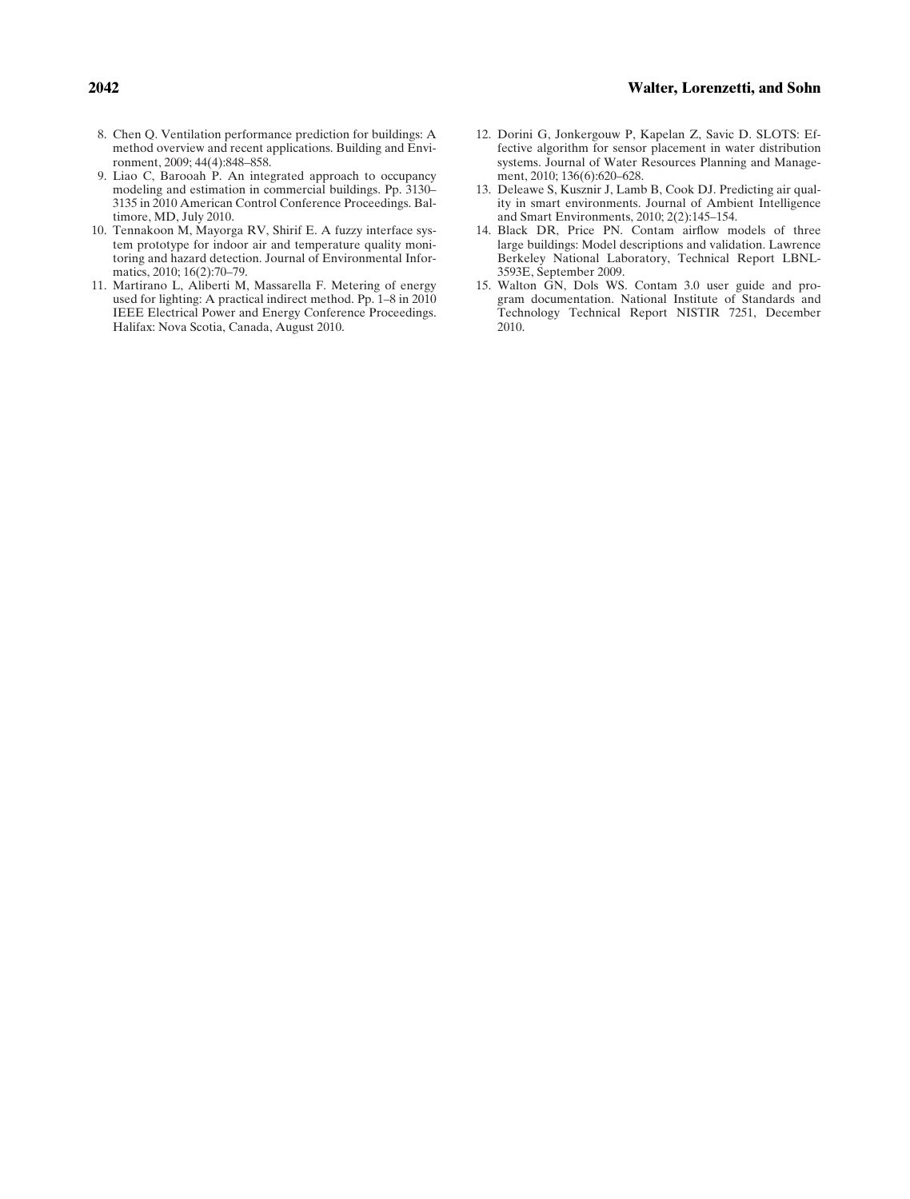8. Chen Q. Ventilation performance prediction for buildings: A method overview and recent applications. Building and Environment, 2009; 44(4):848–858.
9. Liao C, Barooah P. An integrated approach to occupancy modeling and estimation in commercial buildings. Pp. 3130–3135 in 2010 American Control Conference Proceedings. Baltimore, MD, July 2010.
10. Tennakoon M, Mayorga RV, Shirif E. A fuzzy interface system prototype for indoor air and temperature quality monitoring and hazard detection. Journal of Environmental Informatics, 2010; 16(2):70–79.
11. Martirano L, Aliberti M, Massarella F. Metering of energy used for lighting: A practical indirect method. Pp. 1–8 in 2010 IEEE Electrical Power and Energy Conference Proceedings. Halifax: Nova Scotia, Canada, August 2010.
12. Dorini G, Jonkergouw P, Kapelan Z, Savic D. SLOTS: Effective algorithm for sensor placement in water distribution systems. Journal of Water Resources Planning and Management, 2010; 136(6):620–628.
13. Deleawe S, Kusznir J, Lamb B, Cook DJ. Predicting air quality in smart environments. Journal of Ambient Intelligence and Smart Environments, 2010; 2(2):145–154.
14. Black DR, Price PN. Contam airflow models of three large buildings: Model descriptions and validation. Lawrence Berkeley National Laboratory, Technical Report LBNL-3593E, September 2009.
15. Walton GN, Dols WS. Contam 3.0 user guide and program documentation. National Institute of Standards and Technology Technical Report NISTIR 7251, December 2010.